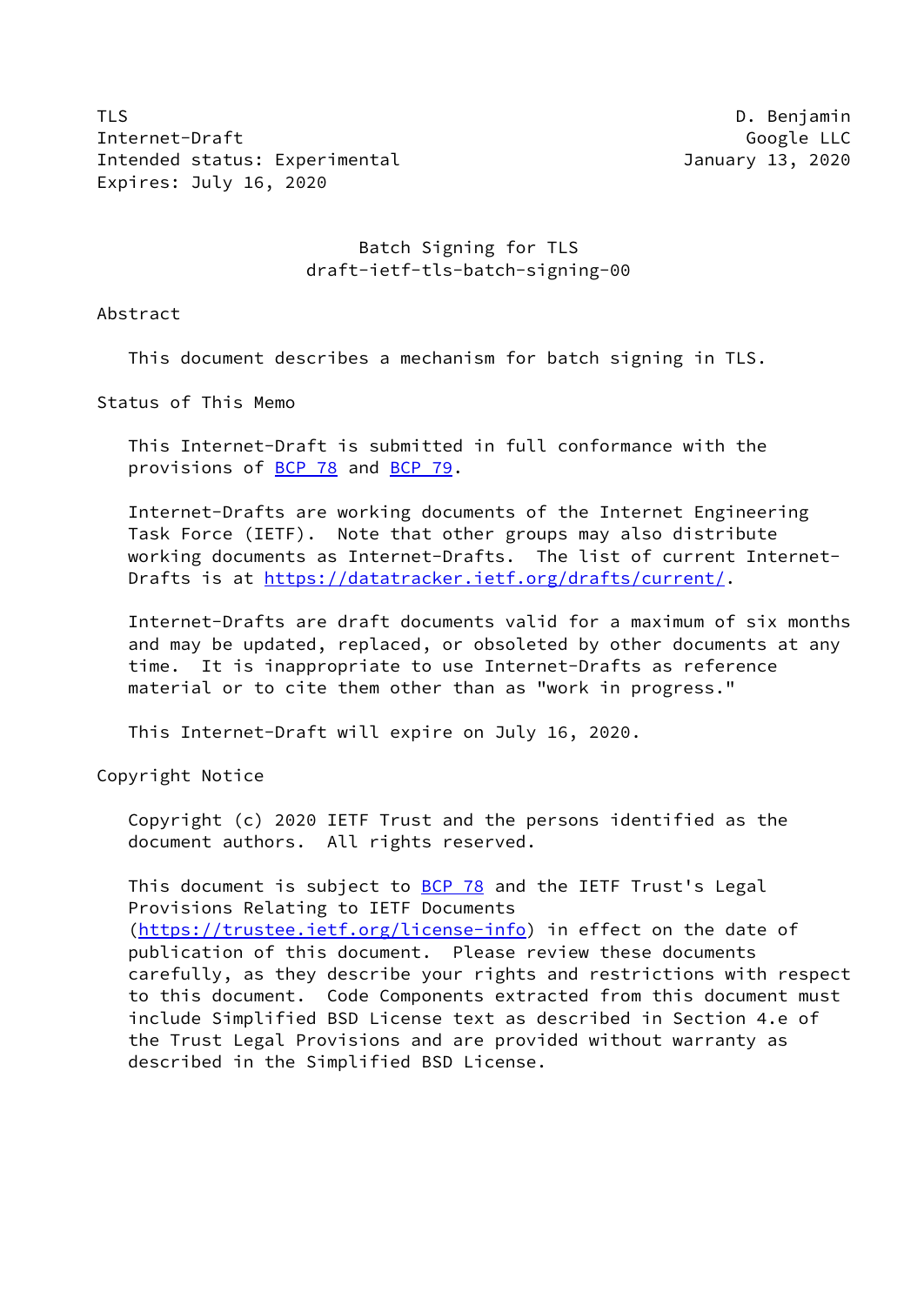TLS D. Benjamin
Internet-Draft Google LLC
Intended status: Experimental January 13, 2020
Expires: July 16, 2020

# Batch Signing for TLS
## draft-ietf-tls-batch-signing-00

## Abstract

This document describes a mechanism for batch signing in TLS.

## Status of This Memo

This Internet-Draft is submitted in full conformance with the provisions of BCP 78 and BCP 79.

Internet-Drafts are working documents of the Internet Engineering Task Force (IETF). Note that other groups may also distribute working documents as Internet-Drafts. The list of current Internet-Drafts is at https://datatracker.ietf.org/drafts/current/.

Internet-Drafts are draft documents valid for a maximum of six months and may be updated, replaced, or obsoleted by other documents at any time. It is inappropriate to use Internet-Drafts as reference material or to cite them other than as "work in progress."

This Internet-Draft will expire on July 16, 2020.

## Copyright Notice

Copyright (c) 2020 IETF Trust and the persons identified as the document authors. All rights reserved.

This document is subject to BCP 78 and the IETF Trust's Legal Provisions Relating to IETF Documents (https://trustee.ietf.org/license-info) in effect on the date of publication of this document. Please review these documents carefully, as they describe your rights and restrictions with respect to this document. Code Components extracted from this document must include Simplified BSD License text as described in Section 4.e of the Trust Legal Provisions and are provided without warranty as described in the Simplified BSD License.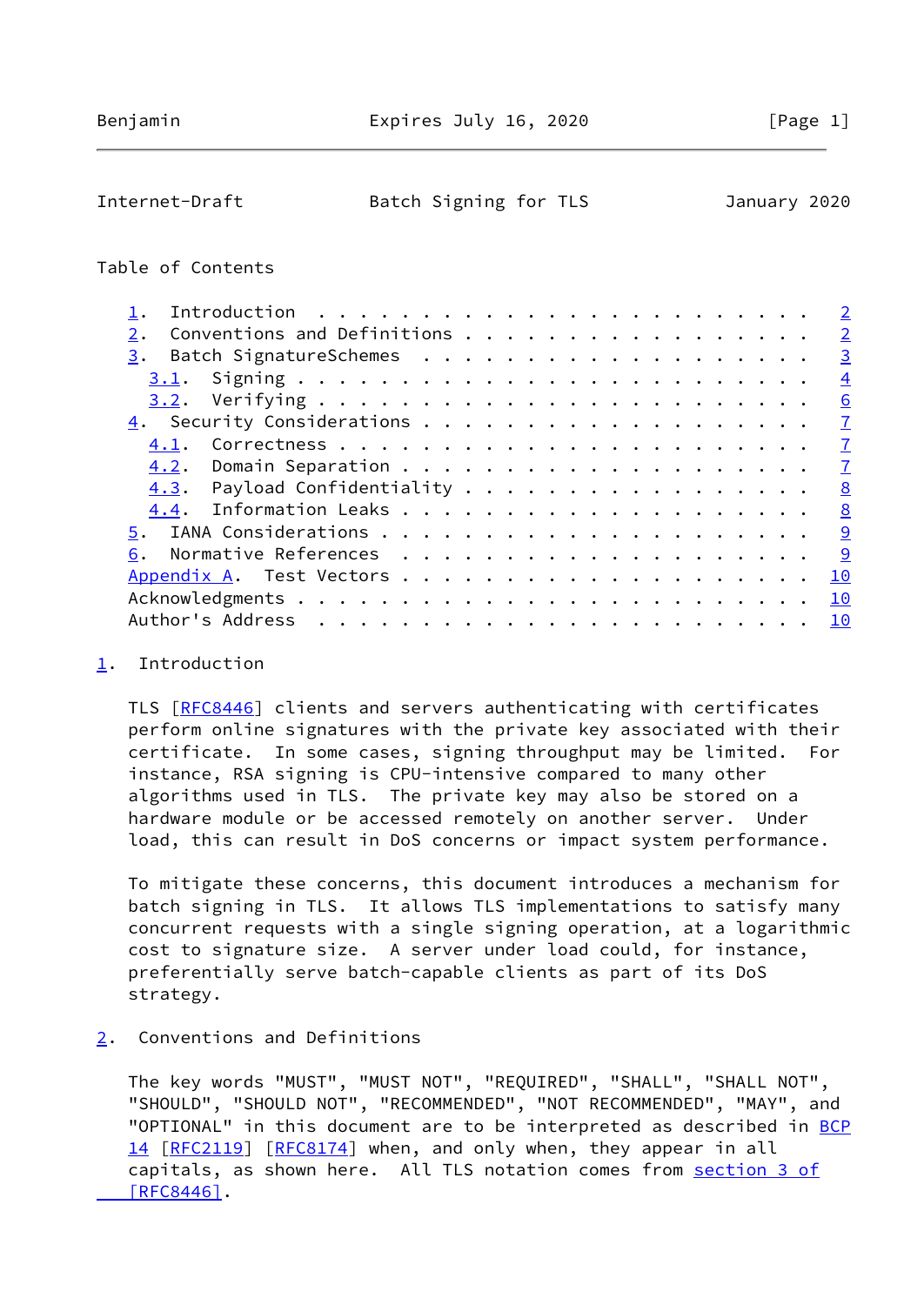Table of Contents

- 1. Introduction . . . . . . . . . . . . . . . . . . . . . . . . 2
- 2. Conventions and Definitions . . . . . . . . . . . . . . . . . 2
- 3. Batch SignatureSchemes . . . . . . . . . . . . . . . . . . . 3
  - 3.1. Signing . . . . . . . . . . . . . . . . . . . . . . . . 4
  - 3.2. Verifying . . . . . . . . . . . . . . . . . . . . . . . 6
- 4. Security Considerations . . . . . . . . . . . . . . . . . . . 7
  - 4.1. Correctness . . . . . . . . . . . . . . . . . . . . . . 7
  - 4.2. Domain Separation . . . . . . . . . . . . . . . . . . . 7
  - 4.3. Payload Confidentiality . . . . . . . . . . . . . . . . 8
  - 4.4. Information Leaks . . . . . . . . . . . . . . . . . . . 8
- 5. IANA Considerations . . . . . . . . . . . . . . . . . . . . . 9
- 6. Normative References . . . . . . . . . . . . . . . . . . . . 9
- Appendix A. Test Vectors . . . . . . . . . . . . . . . . . . . . 10
- Acknowledgments . . . . . . . . . . . . . . . . . . . . . . . . . 10
- Author's Address . . . . . . . . . . . . . . . . . . . . . . . . 10

## 1. Introduction

TLS [RFC8446] clients and servers authenticating with certificates perform online signatures with the private key associated with their certificate. In some cases, signing throughput may be limited. For instance, RSA signing is CPU-intensive compared to many other algorithms used in TLS. The private key may also be stored on a hardware module or be accessed remotely on another server. Under load, this can result in DoS concerns or impact system performance.

To mitigate these concerns, this document introduces a mechanism for batch signing in TLS. It allows TLS implementations to satisfy many concurrent requests with a single signing operation, at a logarithmic cost to signature size. A server under load could, for instance, preferentially serve batch-capable clients as part of its DoS strategy.

## 2. Conventions and Definitions

The key words "MUST", "MUST NOT", "REQUIRED", "SHALL", "SHALL NOT", "SHOULD", "SHOULD NOT", "RECOMMENDED", "NOT RECOMMENDED", "MAY", and "OPTIONAL" in this document are to be interpreted as described in BCP 14 [RFC2119] [RFC8174] when, and only when, they appear in all capitals, as shown here. All TLS notation comes from section 3 of [RFC8446].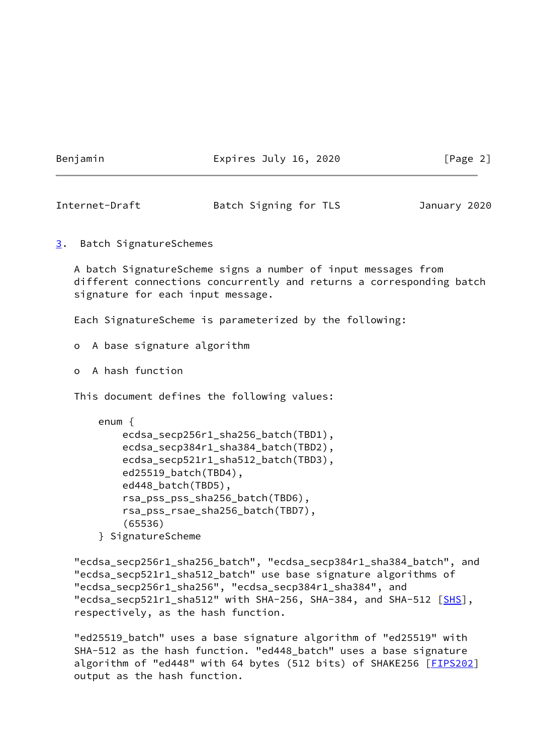## 3. Batch SignatureSchemes

A batch SignatureScheme signs a number of input messages from different connections concurrently and returns a corresponding batch signature for each input message.

Each SignatureScheme is parameterized by the following:

- A base signature algorithm
- A hash function

This document defines the following values:

```
enum {
    ecdsa_secp256r1_sha256_batch(TBD1),
    ecdsa_secp384r1_sha384_batch(TBD2),
    ecdsa_secp521r1_sha512_batch(TBD3),
    ed25519_batch(TBD4),
    ed448_batch(TBD5),
    rsa_pss_pss_sha256_batch(TBD6),
    rsa_pss_rsae_sha256_batch(TBD7),
    (65536)
} SignatureScheme
```

"ecdsa_secp256r1_sha256_batch", "ecdsa_secp384r1_sha384_batch", and "ecdsa_secp521r1_sha512_batch" use base signature algorithms of "ecdsa_secp256r1_sha256", "ecdsa_secp384r1_sha384", and "ecdsa_secp521r1_sha512" with SHA-256, SHA-384, and SHA-512 [SHS], respectively, as the hash function.

"ed25519_batch" uses a base signature algorithm of "ed25519" with SHA-512 as the hash function. "ed448_batch" uses a base signature algorithm of "ed448" with 64 bytes (512 bits) of SHAKE256 [FIPS202] output as the hash function.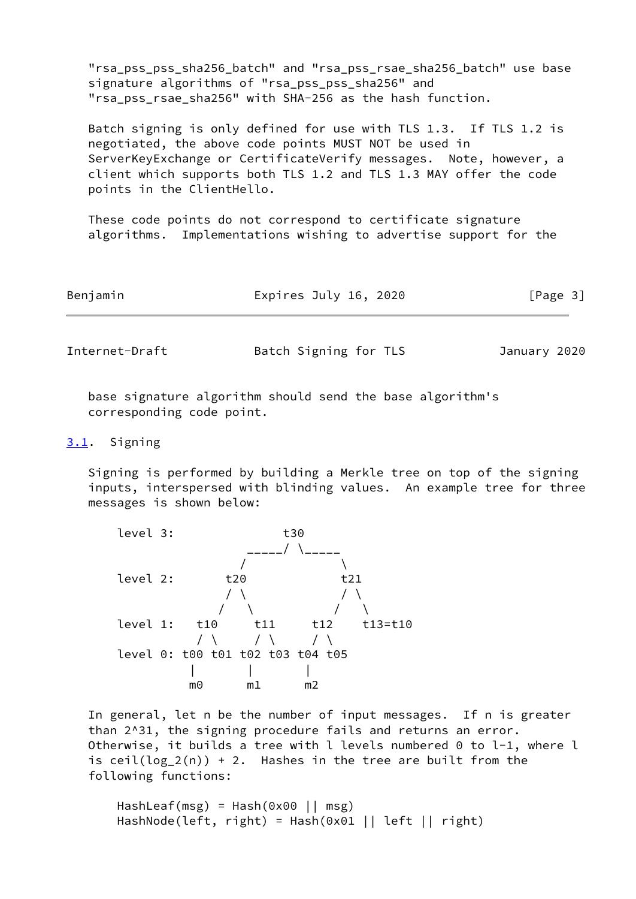"rsa_pss_pss_sha256_batch" and "rsa_pss_rsae_sha256_batch" use base signature algorithms of "rsa_pss_pss_sha256" and "rsa_pss_rsae_sha256" with SHA-256 as the hash function.

Batch signing is only defined for use with TLS 1.3. If TLS 1.2 is negotiated, the above code points MUST NOT be used in ServerKeyExchange or CertificateVerify messages. Note, however, a client which supports both TLS 1.2 and TLS 1.3 MAY offer the code points in the ClientHello.

These code points do not correspond to certificate signature algorithms. Implementations wishing to advertise support for the base signature algorithm should send the base algorithm's corresponding code point.

## 3.1. Signing

Signing is performed by building a Merkle tree on top of the signing inputs, interspersed with blinding values. An example tree for three messages is shown below:

```
level 3:               t30
                  _____/ \_____
                 /             \
level 2:       t20             t21
               / \             / \
              /   \           /   \
level 1:   t10     t11     t12    t13=t10
           / \     / \     / \
level 0: t00 t01 t02 t03 t04 t05
          |       |       |
          m0      m1      m2
```

In general, let n be the number of input messages. If n is greater than 2^31, the signing procedure fails and returns an error. Otherwise, it builds a tree with l levels numbered 0 to l-1, where l is ceil(log_2(n)) + 2. Hashes in the tree are built from the following functions:

```
HashLeaf(msg) = Hash(0x00 || msg)
HashNode(left, right) = Hash(0x01 || left || right)
```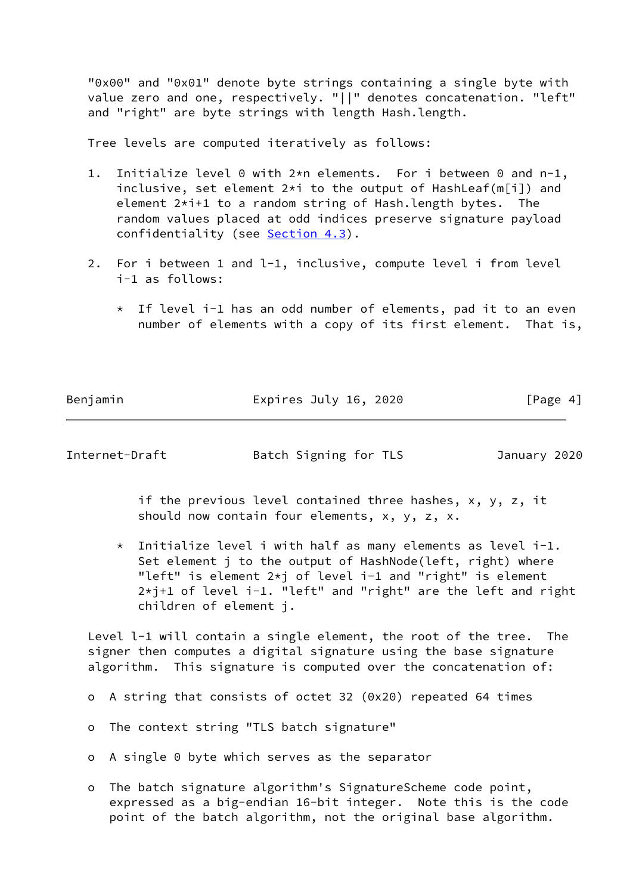"0x00" and "0x01" denote byte strings containing a single byte with value zero and one, respectively. "||" denotes concatenation. "left" and "right" are byte strings with length Hash.length.

Tree levels are computed iteratively as follows:

1. Initialize level 0 with 2*n elements. For i between 0 and n-1, inclusive, set element 2*i to the output of HashLeaf(m[i]) and element 2*i+1 to a random string of Hash.length bytes. The random values placed at odd indices preserve signature payload confidentiality (see Section 4.3).

2. For i between 1 and l-1, inclusive, compute level i from level i-1 as follows:

   * If level i-1 has an odd number of elements, pad it to an even number of elements with a copy of its first element. That is, if the previous level contained three hashes, x, y, z, it should now contain four elements, x, y, z, x.

   * Initialize level i with half as many elements as level i-1. Set element j to the output of HashNode(left, right) where "left" is element 2*j of level i-1 and "right" is element 2*j+1 of level i-1. "left" and "right" are the left and right children of element j.

Level l-1 will contain a single element, the root of the tree. The signer then computes a digital signature using the base signature algorithm. This signature is computed over the concatenation of:

- A string that consists of octet 32 (0x20) repeated 64 times
- The context string "TLS batch signature"
- A single 0 byte which serves as the separator
- The batch signature algorithm's SignatureScheme code point, expressed as a big-endian 16-bit integer. Note this is the code point of the batch algorithm, not the original base algorithm.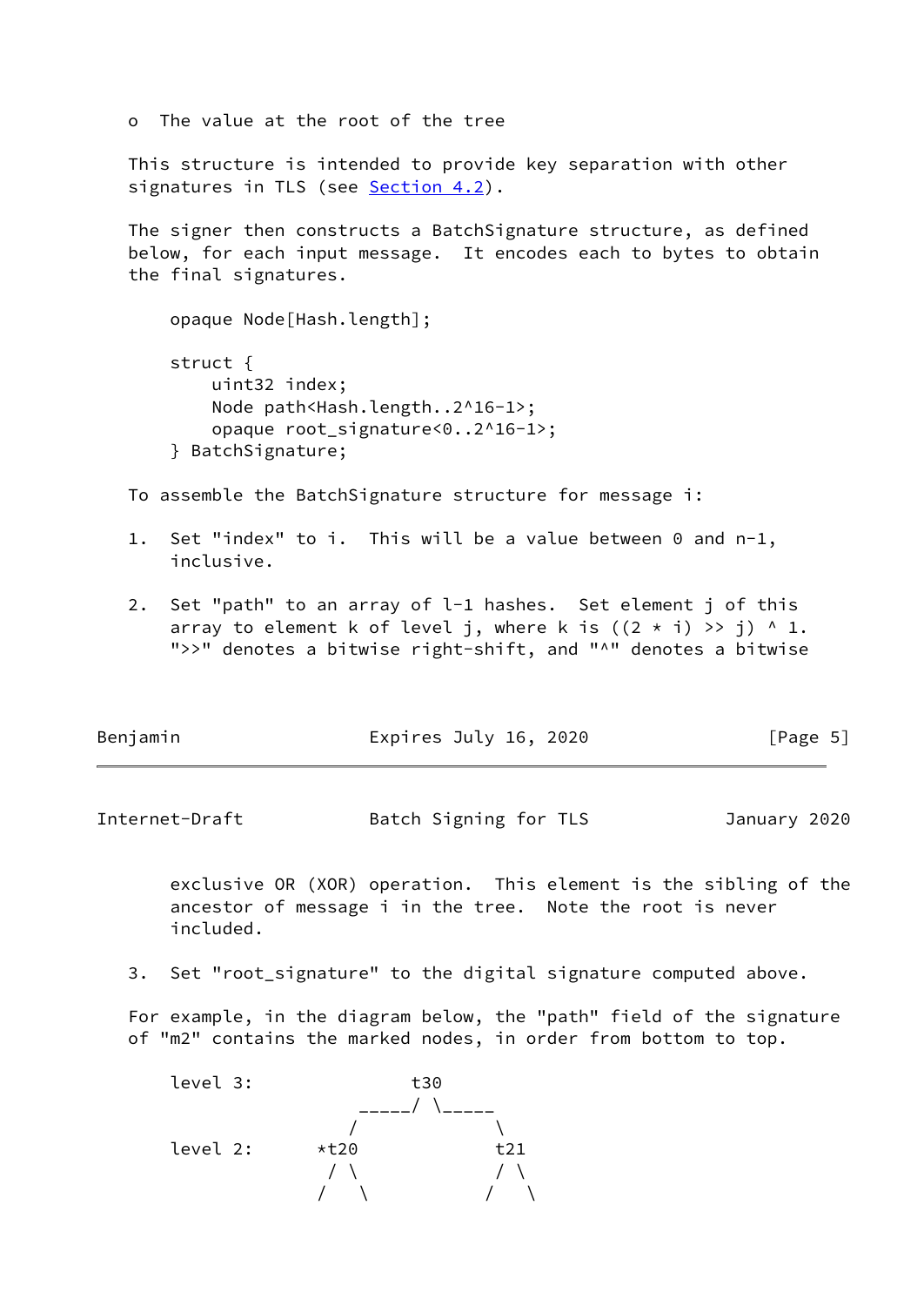o  The value at the root of the tree

This structure is intended to provide key separation with other signatures in TLS (see Section 4.2).

The signer then constructs a BatchSignature structure, as defined below, for each input message.  It encodes each to bytes to obtain the final signatures.

```
opaque Node[Hash.length];

struct {
    uint32 index;
    Node path<Hash.length..2^16-1>;
    opaque root_signature<0..2^16-1>;
} BatchSignature;
```

To assemble the BatchSignature structure for message i:

1.  Set "index" to i.  This will be a value between 0 and n-1, inclusive.

2.  Set "path" to an array of l-1 hashes.  Set element j of this array to element k of level j, where k is ((2 * i) >> j) ^ 1. ">>" denotes a bitwise right-shift, and "^" denotes a bitwise exclusive OR (XOR) operation.  This element is the sibling of the ancestor of message i in the tree.  Note the root is never included.

3.  Set "root_signature" to the digital signature computed above.

For example, in the diagram below, the "path" field of the signature of "m2" contains the marked nodes, in order from bottom to top.

```
level 3:               t30
                  _____/ \_____
                 /             \
level 2:      *t20             t21
               / \             / \
              /   \           /   \
```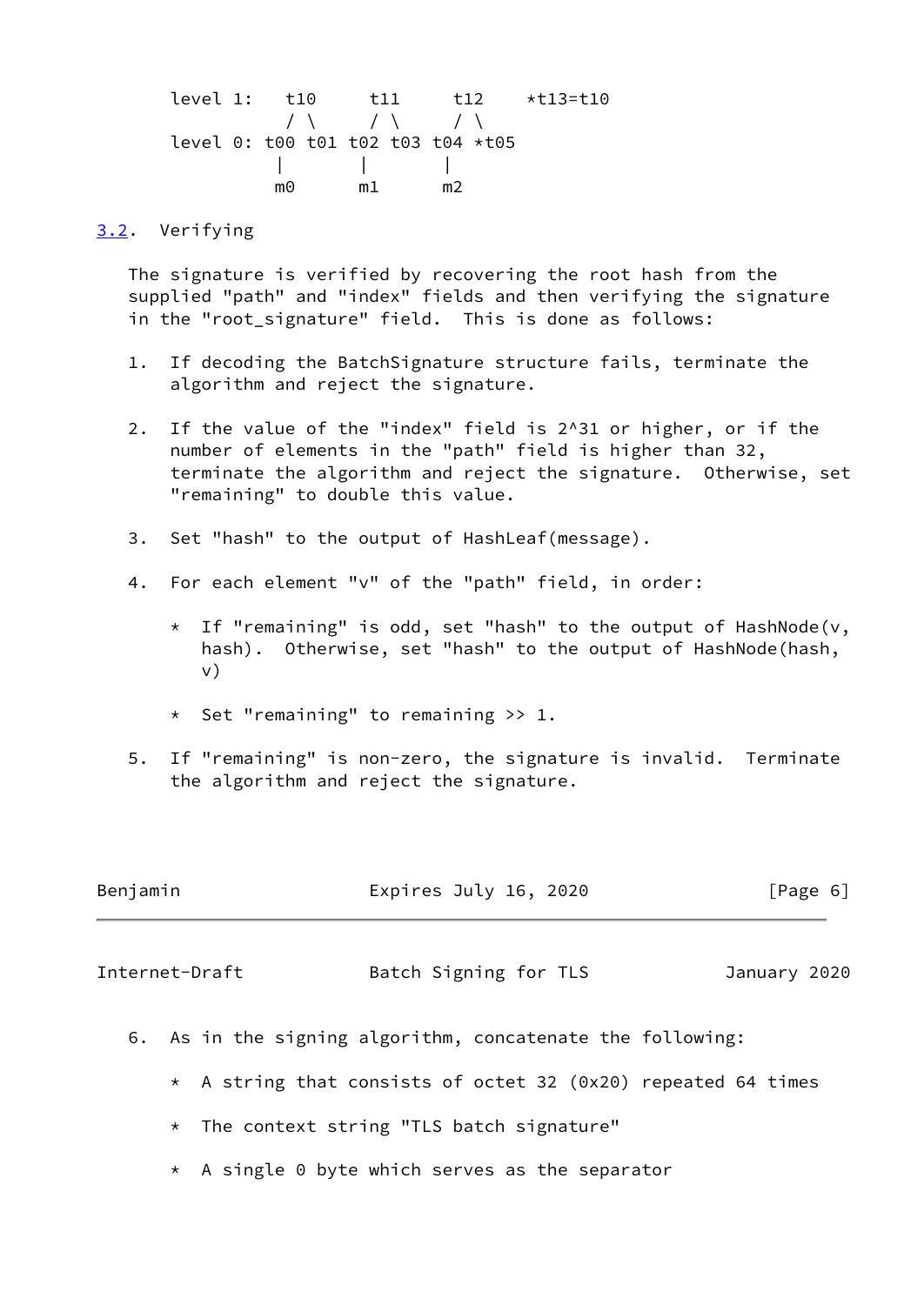```
   level 1:   t10     t11     t12    *t13=t10
             / \     / \     / \
   level 0: t00 t01 t02 t03 t04 *t05
             |       |       |
            m0      m1      m2
```

### 3.2. Verifying

The signature is verified by recovering the root hash from the supplied "path" and "index" fields and then verifying the signature in the "root_signature" field. This is done as follows:

1. If decoding the BatchSignature structure fails, terminate the algorithm and reject the signature.

2. If the value of the "index" field is 2^31 or higher, or if the number of elements in the "path" field is higher than 32, terminate the algorithm and reject the signature. Otherwise, set "remaining" to double this value.

3. Set "hash" to the output of HashLeaf(message).

4. For each element "v" of the "path" field, in order:

   * If "remaining" is odd, set "hash" to the output of HashNode(v, hash). Otherwise, set "hash" to the output of HashNode(hash, v)

   * Set "remaining" to remaining >> 1.

5. If "remaining" is non-zero, the signature is invalid. Terminate the algorithm and reject the signature.

6. As in the signing algorithm, concatenate the following:

   * A string that consists of octet 32 (0x20) repeated 64 times

   * The context string "TLS batch signature"

   * A single 0 byte which serves as the separator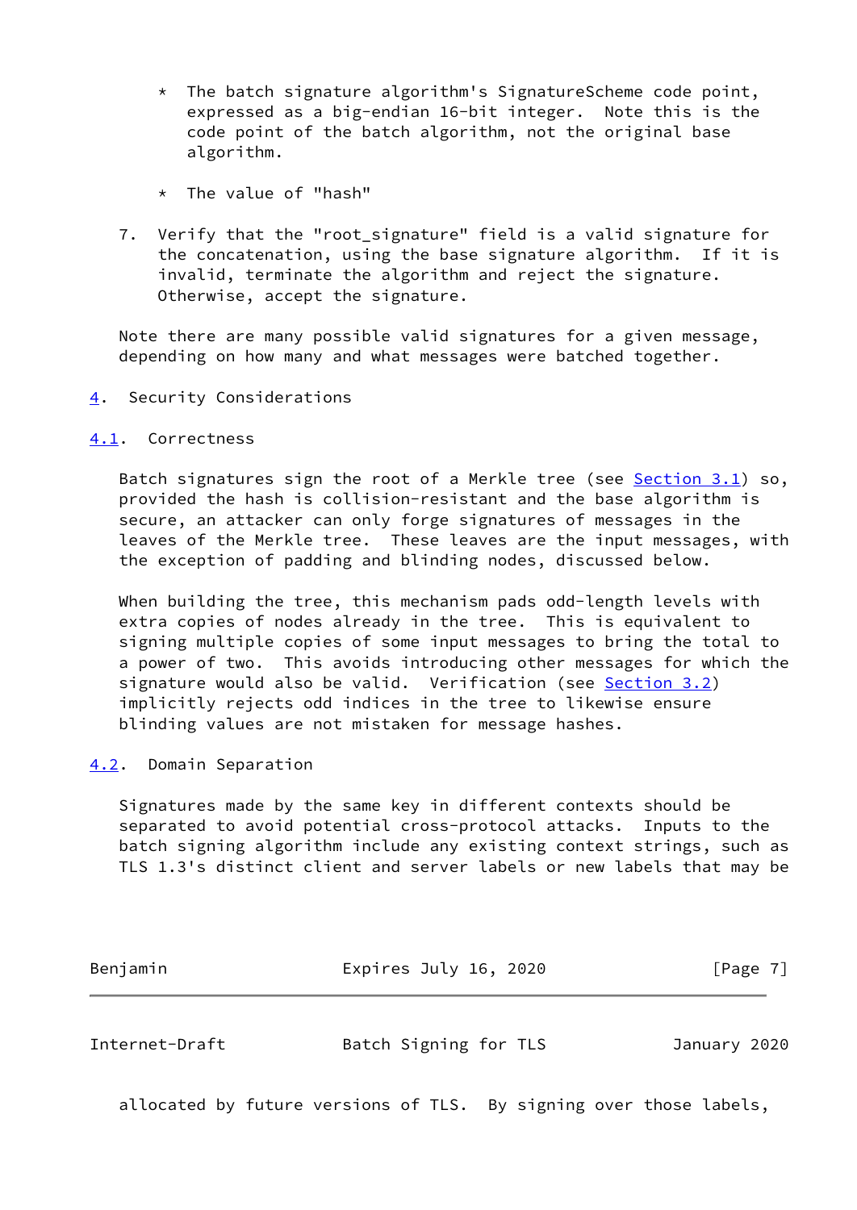* The batch signature algorithm's SignatureScheme code point, expressed as a big-endian 16-bit integer. Note this is the code point of the batch algorithm, not the original base algorithm.

* The value of "hash"

7. Verify that the "root_signature" field is a valid signature for the concatenation, using the base signature algorithm. If it is invalid, terminate the algorithm and reject the signature. Otherwise, accept the signature.

Note there are many possible valid signatures for a given message, depending on how many and what messages were batched together.

## 4. Security Considerations

### 4.1. Correctness

Batch signatures sign the root of a Merkle tree (see Section 3.1) so, provided the hash is collision-resistant and the base algorithm is secure, an attacker can only forge signatures of messages in the leaves of the Merkle tree. These leaves are the input messages, with the exception of padding and blinding nodes, discussed below.

When building the tree, this mechanism pads odd-length levels with extra copies of nodes already in the tree. This is equivalent to signing multiple copies of some input messages to bring the total to a power of two. This avoids introducing other messages for which the signature would also be valid. Verification (see Section 3.2) implicitly rejects odd indices in the tree to likewise ensure blinding values are not mistaken for message hashes.

### 4.2. Domain Separation

Signatures made by the same key in different contexts should be separated to avoid potential cross-protocol attacks. Inputs to the batch signing algorithm include any existing context strings, such as TLS 1.3's distinct client and server labels or new labels that may be allocated by future versions of TLS. By signing over those labels,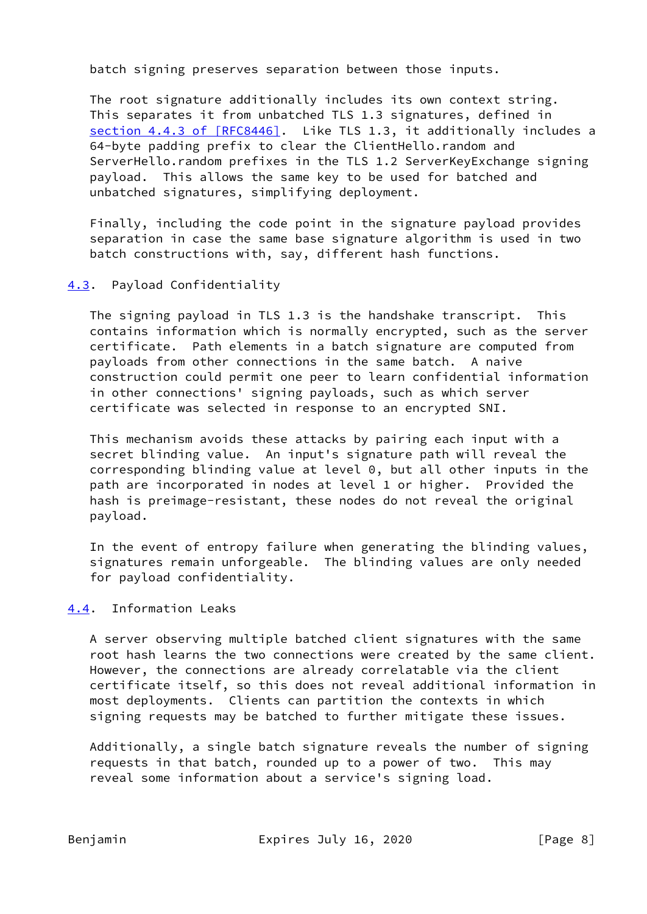batch signing preserves separation between those inputs.

The root signature additionally includes its own context string. This separates it from unbatched TLS 1.3 signatures, defined in section 4.4.3 of [RFC8446]. Like TLS 1.3, it additionally includes a 64-byte padding prefix to clear the ClientHello.random and ServerHello.random prefixes in the TLS 1.2 ServerKeyExchange signing payload. This allows the same key to be used for batched and unbatched signatures, simplifying deployment.

Finally, including the code point in the signature payload provides separation in case the same base signature algorithm is used in two batch constructions with, say, different hash functions.

## 4.3. Payload Confidentiality

The signing payload in TLS 1.3 is the handshake transcript. This contains information which is normally encrypted, such as the server certificate. Path elements in a batch signature are computed from payloads from other connections in the same batch. A naive construction could permit one peer to learn confidential information in other connections' signing payloads, such as which server certificate was selected in response to an encrypted SNI.

This mechanism avoids these attacks by pairing each input with a secret blinding value. An input's signature path will reveal the corresponding blinding value at level 0, but all other inputs in the path are incorporated in nodes at level 1 or higher. Provided the hash is preimage-resistant, these nodes do not reveal the original payload.

In the event of entropy failure when generating the blinding values, signatures remain unforgeable. The blinding values are only needed for payload confidentiality.

## 4.4. Information Leaks

A server observing multiple batched client signatures with the same root hash learns the two connections were created by the same client. However, the connections are already correlatable via the client certificate itself, so this does not reveal additional information in most deployments. Clients can partition the contexts in which signing requests may be batched to further mitigate these issues.

Additionally, a single batch signature reveals the number of signing requests in that batch, rounded up to a power of two. This may reveal some information about a service's signing load.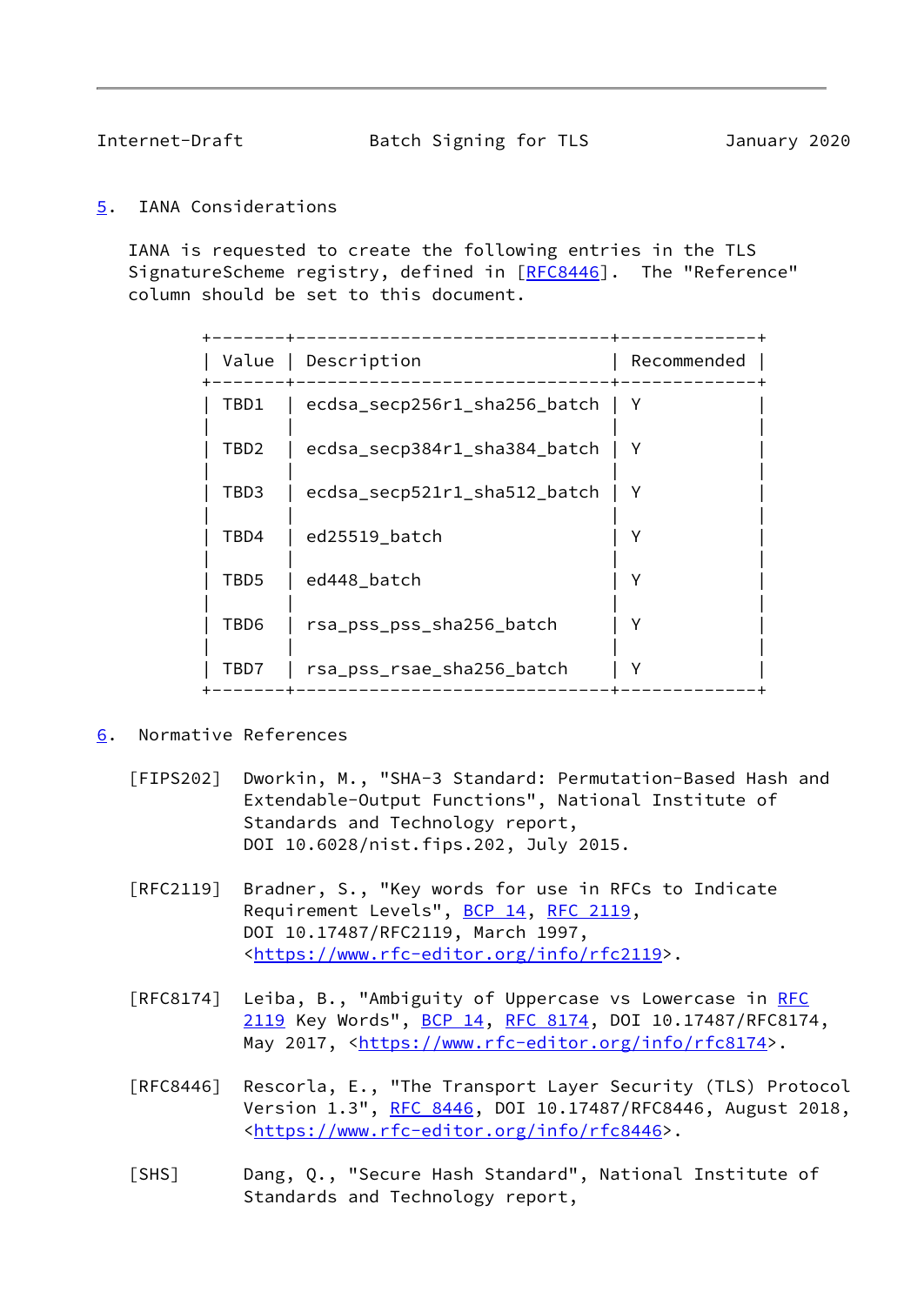## 5. IANA Considerations

IANA is requested to create the following entries in the TLS SignatureScheme registry, defined in [RFC8446]. The "Reference" column should be set to this document.

| Value | Description | Recommended |
|---|---|---|
| TBD1 | ecdsa_secp256r1_sha256_batch | Y |
| TBD2 | ecdsa_secp384r1_sha384_batch | Y |
| TBD3 | ecdsa_secp521r1_sha512_batch | Y |
| TBD4 | ed25519_batch | Y |
| TBD5 | ed448_batch | Y |
| TBD6 | rsa_pss_pss_sha256_batch | Y |
| TBD7 | rsa_pss_rsae_sha256_batch | Y |

## 6. Normative References

[FIPS202] Dworkin, M., "SHA-3 Standard: Permutation-Based Hash and Extendable-Output Functions", National Institute of Standards and Technology report, DOI 10.6028/nist.fips.202, July 2015.

[RFC2119] Bradner, S., "Key words for use in RFCs to Indicate Requirement Levels", BCP 14, RFC 2119, DOI 10.17487/RFC2119, March 1997, <https://www.rfc-editor.org/info/rfc2119>.

[RFC8174] Leiba, B., "Ambiguity of Uppercase vs Lowercase in RFC 2119 Key Words", BCP 14, RFC 8174, DOI 10.17487/RFC8174, May 2017, <https://www.rfc-editor.org/info/rfc8174>.

[RFC8446] Rescorla, E., "The Transport Layer Security (TLS) Protocol Version 1.3", RFC 8446, DOI 10.17487/RFC8446, August 2018, <https://www.rfc-editor.org/info/rfc8446>.

[SHS] Dang, Q., "Secure Hash Standard", National Institute of Standards and Technology report,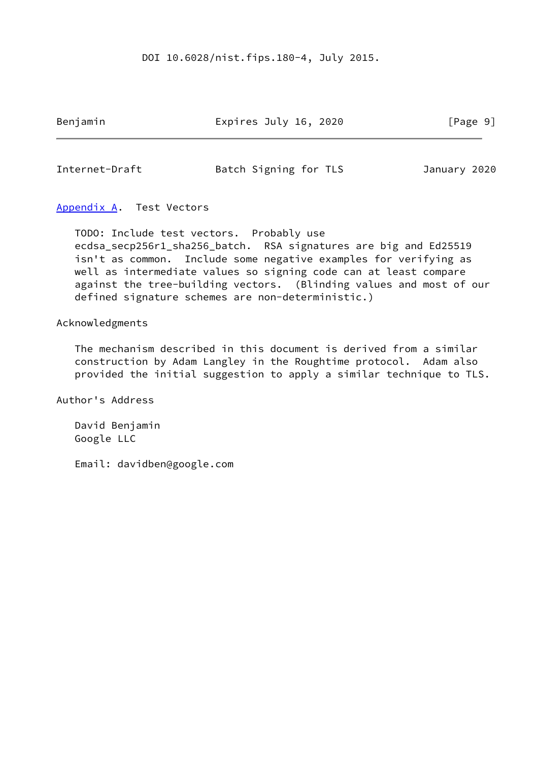DOI 10.6028/nist.fips.180-4, July 2015.

## Appendix A. Test Vectors

TODO: Include test vectors. Probably use ecdsa_secp256r1_sha256_batch. RSA signatures are big and Ed25519 isn't as common. Include some negative examples for verifying as well as intermediate values so signing code can at least compare against the tree-building vectors. (Blinding values and most of our defined signature schemes are non-deterministic.)

## Acknowledgments

The mechanism described in this document is derived from a similar construction by Adam Langley in the Roughtime protocol. Adam also provided the initial suggestion to apply a similar technique to TLS.

## Author's Address

David Benjamin
Google LLC

Email: davidben@google.com